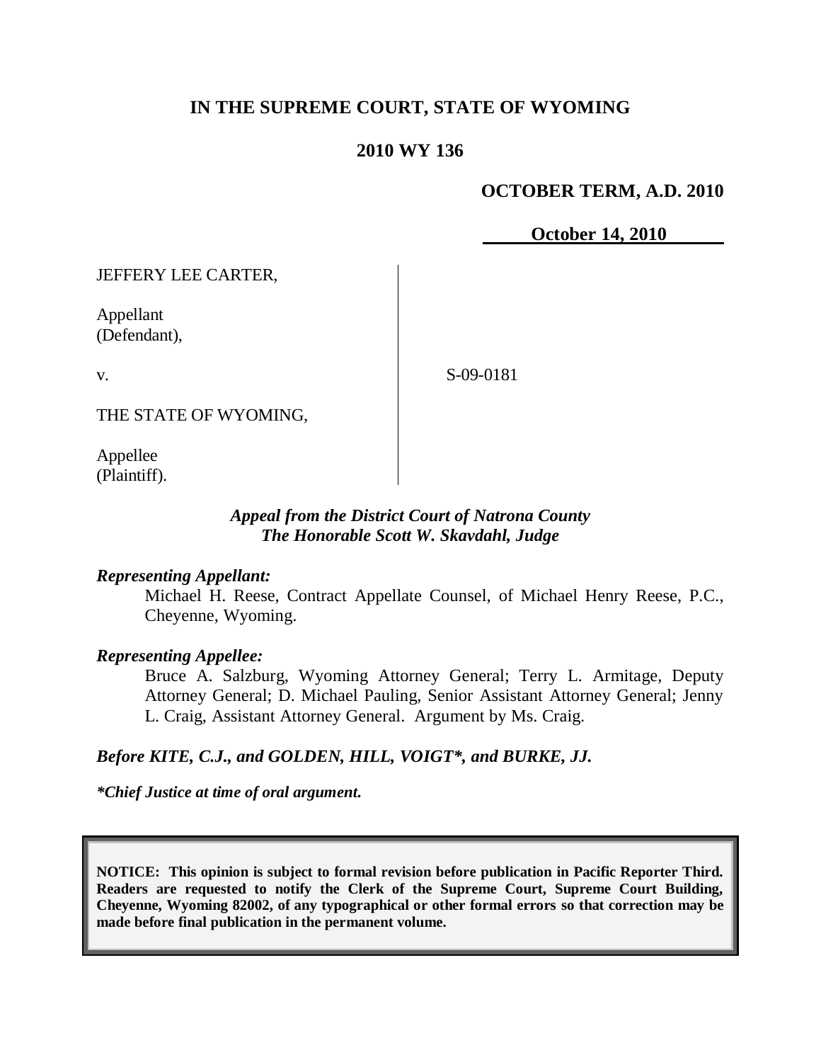# IN THE SUPREME COURT, STATE OF WYOMING

## 2010 WY 136

**OCTOBER TERM, A.D. 2010**

**October 14, 2010**

JEFFERY LEE CARTER,

Appellant
(Defendant),

v.

S-09-0181

THE STATE OF WYOMING,

Appellee
(Plaintiff).

***Appeal from the District Court of Natrona County***
***The Honorable Scott W. Skavdahl, Judge***

***Representing Appellant:***

Michael H. Reese, Contract Appellate Counsel, of Michael Henry Reese, P.C., Cheyenne, Wyoming.

***Representing Appellee:***

Bruce A. Salzburg, Wyoming Attorney General; Terry L. Armitage, Deputy Attorney General; D. Michael Pauling, Senior Assistant Attorney General; Jenny L. Craig, Assistant Attorney General. Argument by Ms. Craig.

***Before KITE, C.J., and GOLDEN, HILL, VOIGT\*, and BURKE, JJ.***

***\*Chief Justice at time of oral argument.***

**NOTICE: This opinion is subject to formal revision before publication in Pacific Reporter Third. Readers are requested to notify the Clerk of the Supreme Court, Supreme Court Building, Cheyenne, Wyoming 82002, of any typographical or other formal errors so that correction may be made before final publication in the permanent volume.**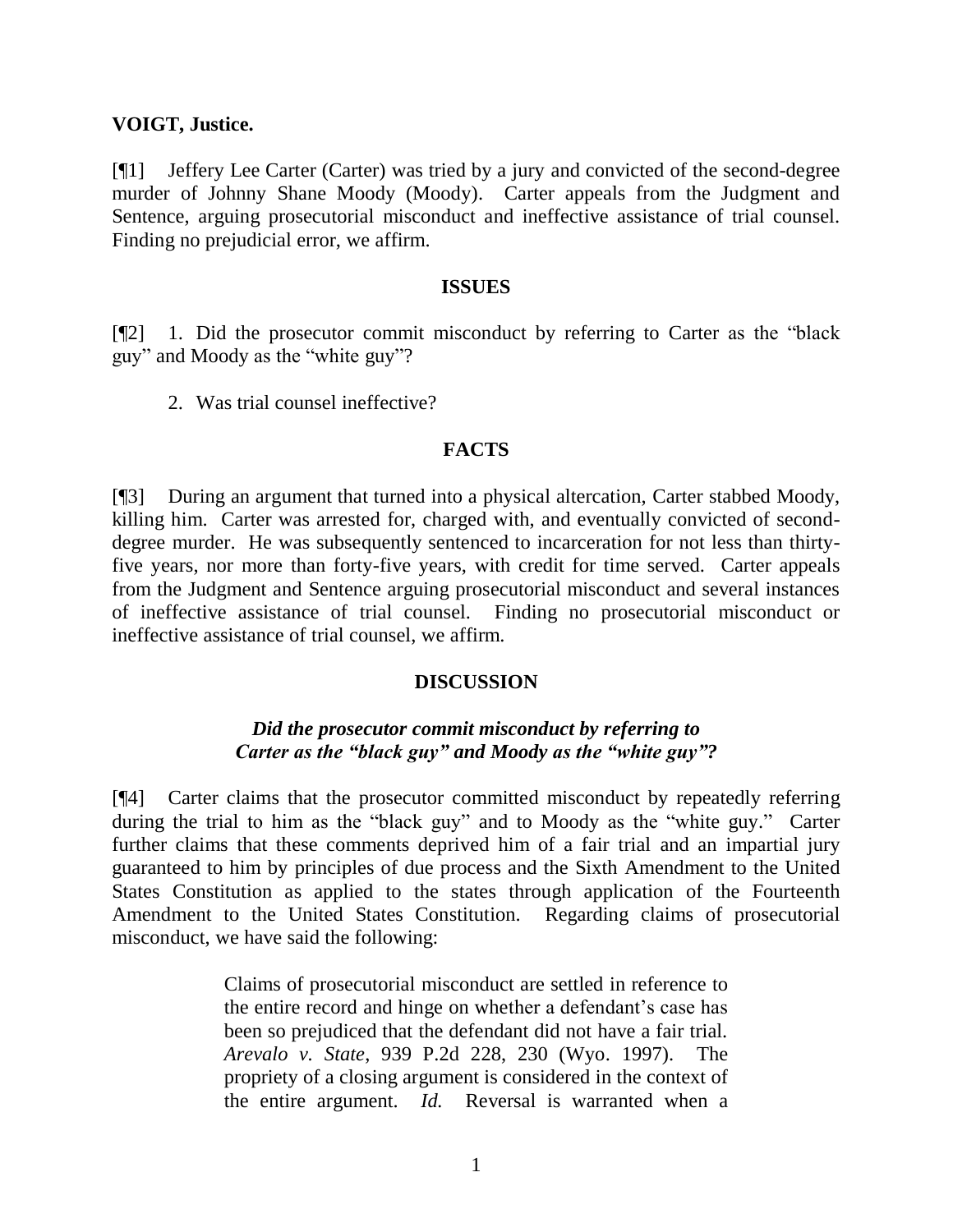**VOIGT, Justice.**

[¶1] Jeffery Lee Carter (Carter) was tried by a jury and convicted of the second-degree murder of Johnny Shane Moody (Moody). Carter appeals from the Judgment and Sentence, arguing prosecutorial misconduct and ineffective assistance of trial counsel. Finding no prejudicial error, we affirm.

## ISSUES

[¶2] 1. Did the prosecutor commit misconduct by referring to Carter as the "black guy" and Moody as the "white guy"?

2. Was trial counsel ineffective?

## FACTS

[¶3] During an argument that turned into a physical altercation, Carter stabbed Moody, killing him. Carter was arrested for, charged with, and eventually convicted of second-degree murder. He was subsequently sentenced to incarceration for not less than thirty-five years, nor more than forty-five years, with credit for time served. Carter appeals from the Judgment and Sentence arguing prosecutorial misconduct and several instances of ineffective assistance of trial counsel. Finding no prosecutorial misconduct or ineffective assistance of trial counsel, we affirm.

## DISCUSSION

### *Did the prosecutor commit misconduct by referring to Carter as the "black guy" and Moody as the "white guy"?*

[¶4] Carter claims that the prosecutor committed misconduct by repeatedly referring during the trial to him as the "black guy" and to Moody as the "white guy." Carter further claims that these comments deprived him of a fair trial and an impartial jury guaranteed to him by principles of due process and the Sixth Amendment to the United States Constitution as applied to the states through application of the Fourteenth Amendment to the United States Constitution. Regarding claims of prosecutorial misconduct, we have said the following:

> Claims of prosecutorial misconduct are settled in reference to the entire record and hinge on whether a defendant's case has been so prejudiced that the defendant did not have a fair trial. *Arevalo v. State*, 939 P.2d 228, 230 (Wyo. 1997). The propriety of a closing argument is considered in the context of the entire argument. *Id.* Reversal is warranted when a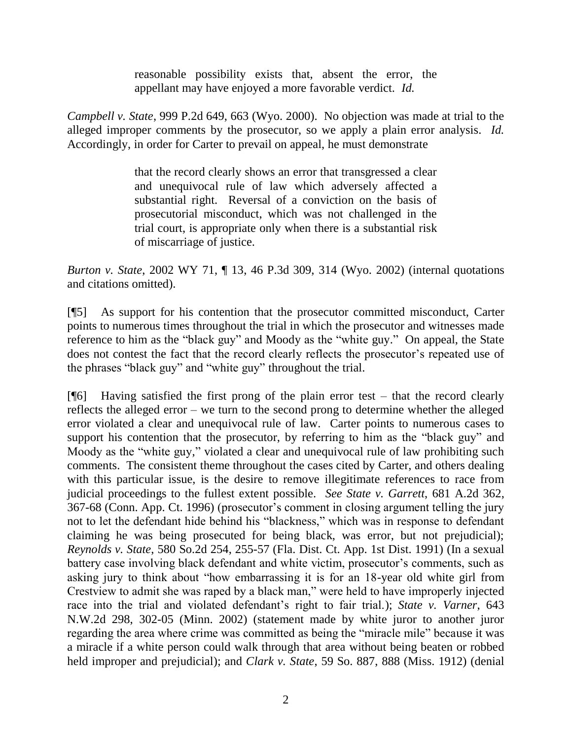> reasonable possibility exists that, absent the error, the appellant may have enjoyed a more favorable verdict. *Id.*

*Campbell v. State*, 999 P.2d 649, 663 (Wyo. 2000). No objection was made at trial to the alleged improper comments by the prosecutor, so we apply a plain error analysis. *Id.* Accordingly, in order for Carter to prevail on appeal, he must demonstrate

> that the record clearly shows an error that transgressed a clear and unequivocal rule of law which adversely affected a substantial right. Reversal of a conviction on the basis of prosecutorial misconduct, which was not challenged in the trial court, is appropriate only when there is a substantial risk of miscarriage of justice.

*Burton v. State*, 2002 WY 71, ¶ 13, 46 P.3d 309, 314 (Wyo. 2002) (internal quotations and citations omitted).

[¶5] As support for his contention that the prosecutor committed misconduct, Carter points to numerous times throughout the trial in which the prosecutor and witnesses made reference to him as the "black guy" and Moody as the "white guy." On appeal, the State does not contest the fact that the record clearly reflects the prosecutor's repeated use of the phrases "black guy" and "white guy" throughout the trial.

[¶6] Having satisfied the first prong of the plain error test – that the record clearly reflects the alleged error – we turn to the second prong to determine whether the alleged error violated a clear and unequivocal rule of law. Carter points to numerous cases to support his contention that the prosecutor, by referring to him as the "black guy" and Moody as the "white guy," violated a clear and unequivocal rule of law prohibiting such comments. The consistent theme throughout the cases cited by Carter, and others dealing with this particular issue, is the desire to remove illegitimate references to race from judicial proceedings to the fullest extent possible. *See State v. Garrett*, 681 A.2d 362, 367-68 (Conn. App. Ct. 1996) (prosecutor's comment in closing argument telling the jury not to let the defendant hide behind his "blackness," which was in response to defendant claiming he was being prosecuted for being black, was error, but not prejudicial); *Reynolds v. State*, 580 So.2d 254, 255-57 (Fla. Dist. Ct. App. 1st Dist. 1991) (In a sexual battery case involving black defendant and white victim, prosecutor's comments, such as asking jury to think about "how embarrassing it is for an 18-year old white girl from Crestview to admit she was raped by a black man," were held to have improperly injected race into the trial and violated defendant's right to fair trial.); *State v. Varner*, 643 N.W.2d 298, 302-05 (Minn. 2002) (statement made by white juror to another juror regarding the area where crime was committed as being the "miracle mile" because it was a miracle if a white person could walk through that area without being beaten or robbed held improper and prejudicial); and *Clark v. State*, 59 So. 887, 888 (Miss. 1912) (denial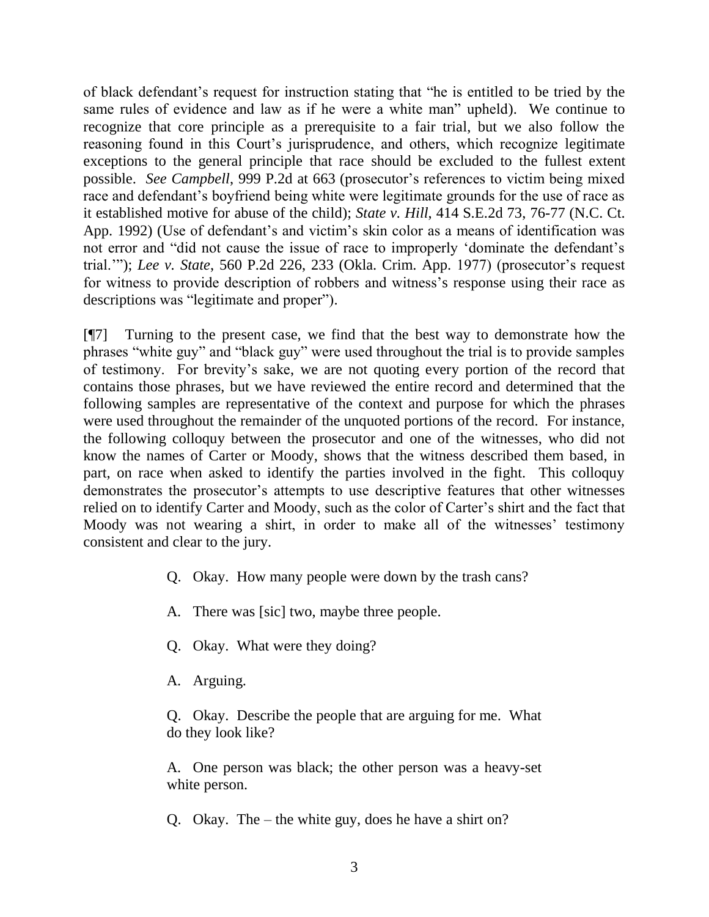of black defendant's request for instruction stating that "he is entitled to be tried by the same rules of evidence and law as if he were a white man" upheld). We continue to recognize that core principle as a prerequisite to a fair trial, but we also follow the reasoning found in this Court's jurisprudence, and others, which recognize legitimate exceptions to the general principle that race should be excluded to the fullest extent possible. *See Campbell*, 999 P.2d at 663 (prosecutor's references to victim being mixed race and defendant's boyfriend being white were legitimate grounds for the use of race as it established motive for abuse of the child); *State v. Hill*, 414 S.E.2d 73, 76-77 (N.C. Ct. App. 1992) (Use of defendant's and victim's skin color as a means of identification was not error and "did not cause the issue of race to improperly 'dominate the defendant's trial.'"); *Lee v. State*, 560 P.2d 226, 233 (Okla. Crim. App. 1977) (prosecutor's request for witness to provide description of robbers and witness's response using their race as descriptions was "legitimate and proper").

[¶7] Turning to the present case, we find that the best way to demonstrate how the phrases "white guy" and "black guy" were used throughout the trial is to provide samples of testimony. For brevity's sake, we are not quoting every portion of the record that contains those phrases, but we have reviewed the entire record and determined that the following samples are representative of the context and purpose for which the phrases were used throughout the remainder of the unquoted portions of the record. For instance, the following colloquy between the prosecutor and one of the witnesses, who did not know the names of Carter or Moody, shows that the witness described them based, in part, on race when asked to identify the parties involved in the fight. This colloquy demonstrates the prosecutor's attempts to use descriptive features that other witnesses relied on to identify Carter and Moody, such as the color of Carter's shirt and the fact that Moody was not wearing a shirt, in order to make all of the witnesses' testimony consistent and clear to the jury.

> Q. Okay. How many people were down by the trash cans?
>
> A. There was [sic] two, maybe three people.
>
> Q. Okay. What were they doing?
>
> A. Arguing.
>
> Q. Okay. Describe the people that are arguing for me. What do they look like?
>
> A. One person was black; the other person was a heavy-set white person.
>
> Q. Okay. The – the white guy, does he have a shirt on?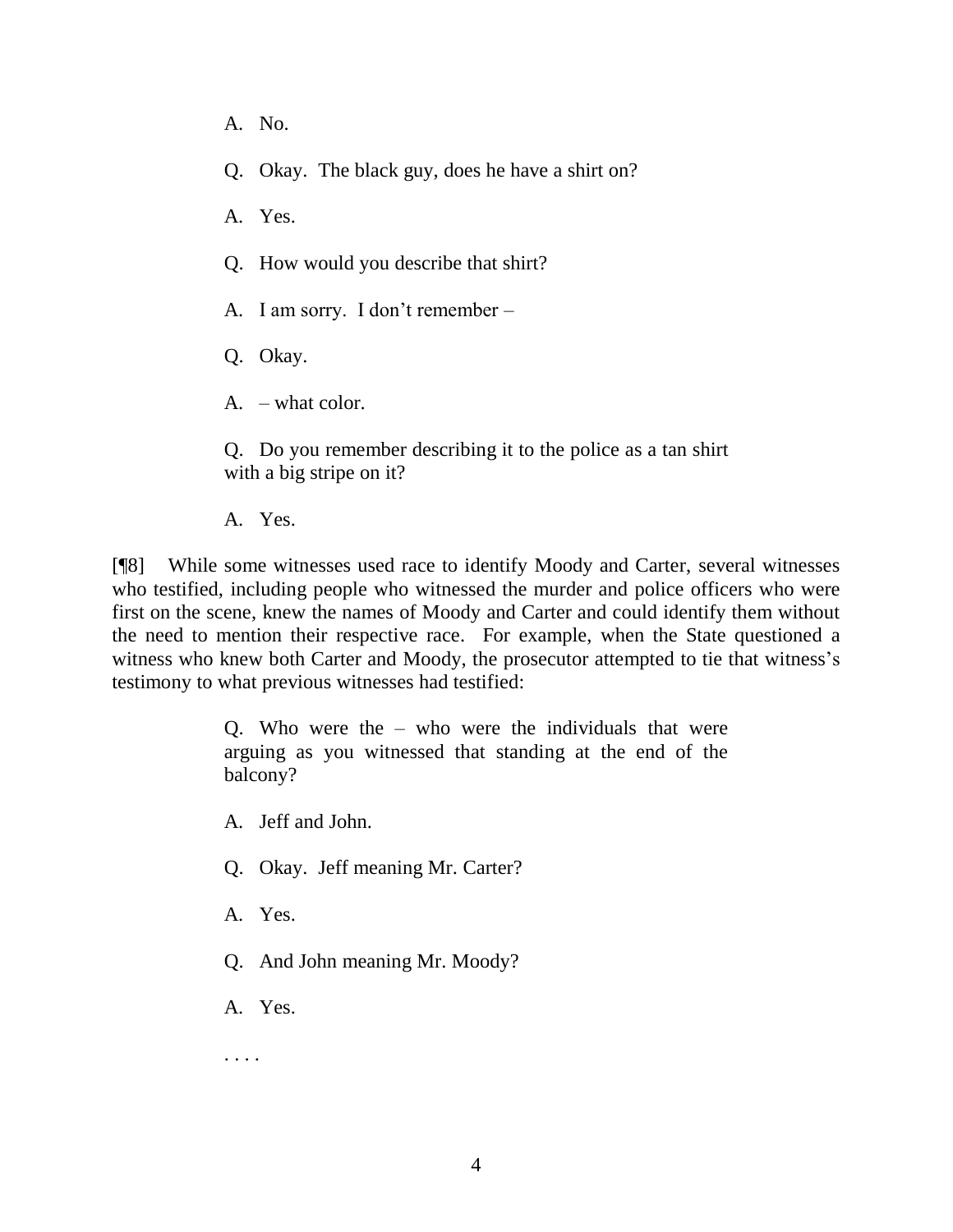> A. No.
>
> Q. Okay. The black guy, does he have a shirt on?
>
> A. Yes.
>
> Q. How would you describe that shirt?
>
> A. I am sorry. I don't remember –
>
> Q. Okay.
>
> A. – what color.
>
> Q. Do you remember describing it to the police as a tan shirt with a big stripe on it?
>
> A. Yes.

[¶8] While some witnesses used race to identify Moody and Carter, several witnesses who testified, including people who witnessed the murder and police officers who were first on the scene, knew the names of Moody and Carter and could identify them without the need to mention their respective race. For example, when the State questioned a witness who knew both Carter and Moody, the prosecutor attempted to tie that witness's testimony to what previous witnesses had testified:

> Q. Who were the – who were the individuals that were arguing as you witnessed that standing at the end of the balcony?
>
> A. Jeff and John.
>
> Q. Okay. Jeff meaning Mr. Carter?
>
> A. Yes.
>
> Q. And John meaning Mr. Moody?
>
> A. Yes.
>
> . . . .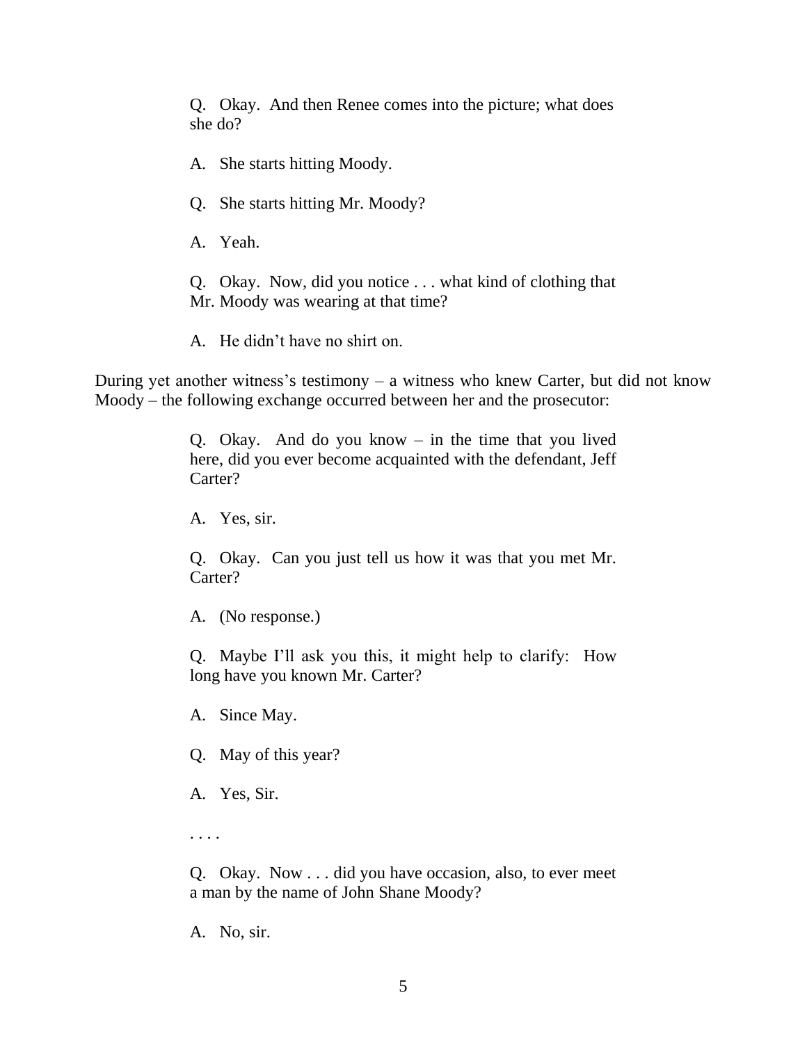> Q. Okay. And then Renee comes into the picture; what does she do?
>
> A. She starts hitting Moody.
>
> Q. She starts hitting Mr. Moody?
>
> A. Yeah.
>
> Q. Okay. Now, did you notice . . . what kind of clothing that Mr. Moody was wearing at that time?
>
> A. He didn't have no shirt on.

During yet another witness's testimony – a witness who knew Carter, but did not know Moody – the following exchange occurred between her and the prosecutor:

> Q. Okay. And do you know – in the time that you lived here, did you ever become acquainted with the defendant, Jeff Carter?
>
> A. Yes, sir.
>
> Q. Okay. Can you just tell us how it was that you met Mr. Carter?
>
> A. (No response.)
>
> Q. Maybe I'll ask you this, it might help to clarify: How long have you known Mr. Carter?
>
> A. Since May.
>
> Q. May of this year?
>
> A. Yes, Sir.
>
> . . . .
>
> Q. Okay. Now . . . did you have occasion, also, to ever meet a man by the name of John Shane Moody?
>
> A. No, sir.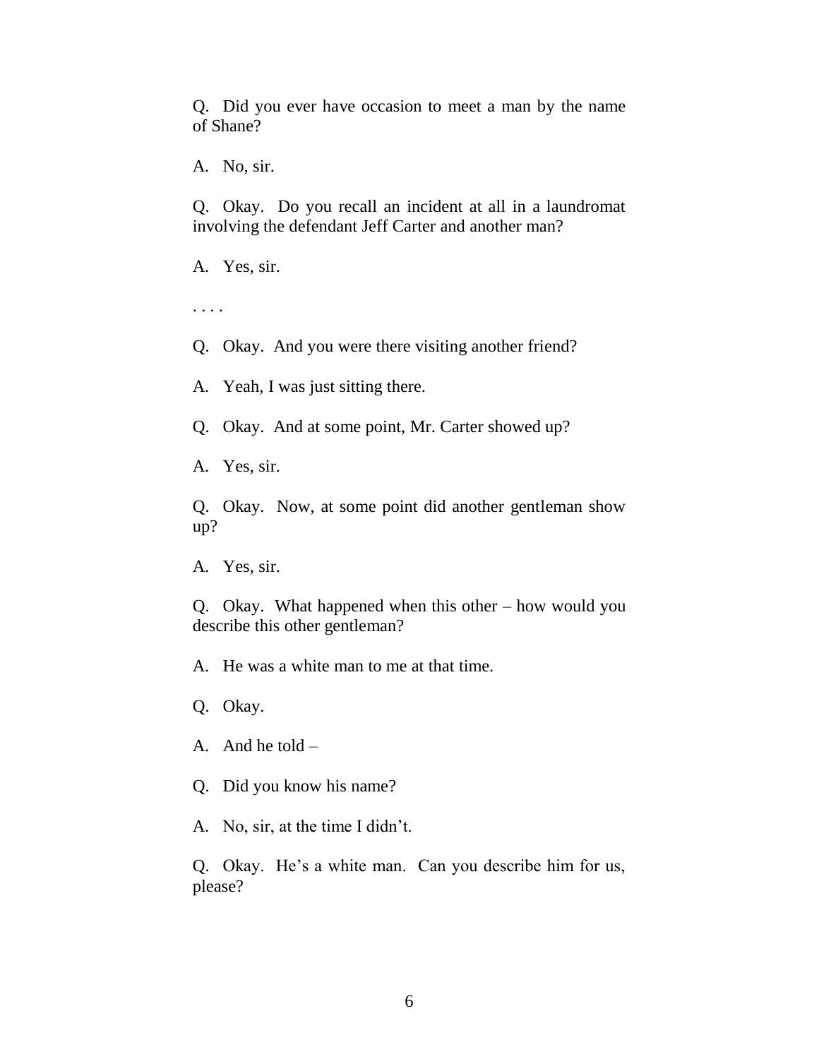Q. Did you ever have occasion to meet a man by the name of Shane?

A. No, sir.

Q. Okay. Do you recall an incident at all in a laundromat involving the defendant Jeff Carter and another man?

A. Yes, sir.

. . . .

Q. Okay. And you were there visiting another friend?

A. Yeah, I was just sitting there.

Q. Okay. And at some point, Mr. Carter showed up?

A. Yes, sir.

Q. Okay. Now, at some point did another gentleman show up?

A. Yes, sir.

Q. Okay. What happened when this other – how would you describe this other gentleman?

A. He was a white man to me at that time.

Q. Okay.

A. And he told –

Q. Did you know his name?

A. No, sir, at the time I didn't.

Q. Okay. He's a white man. Can you describe him for us, please?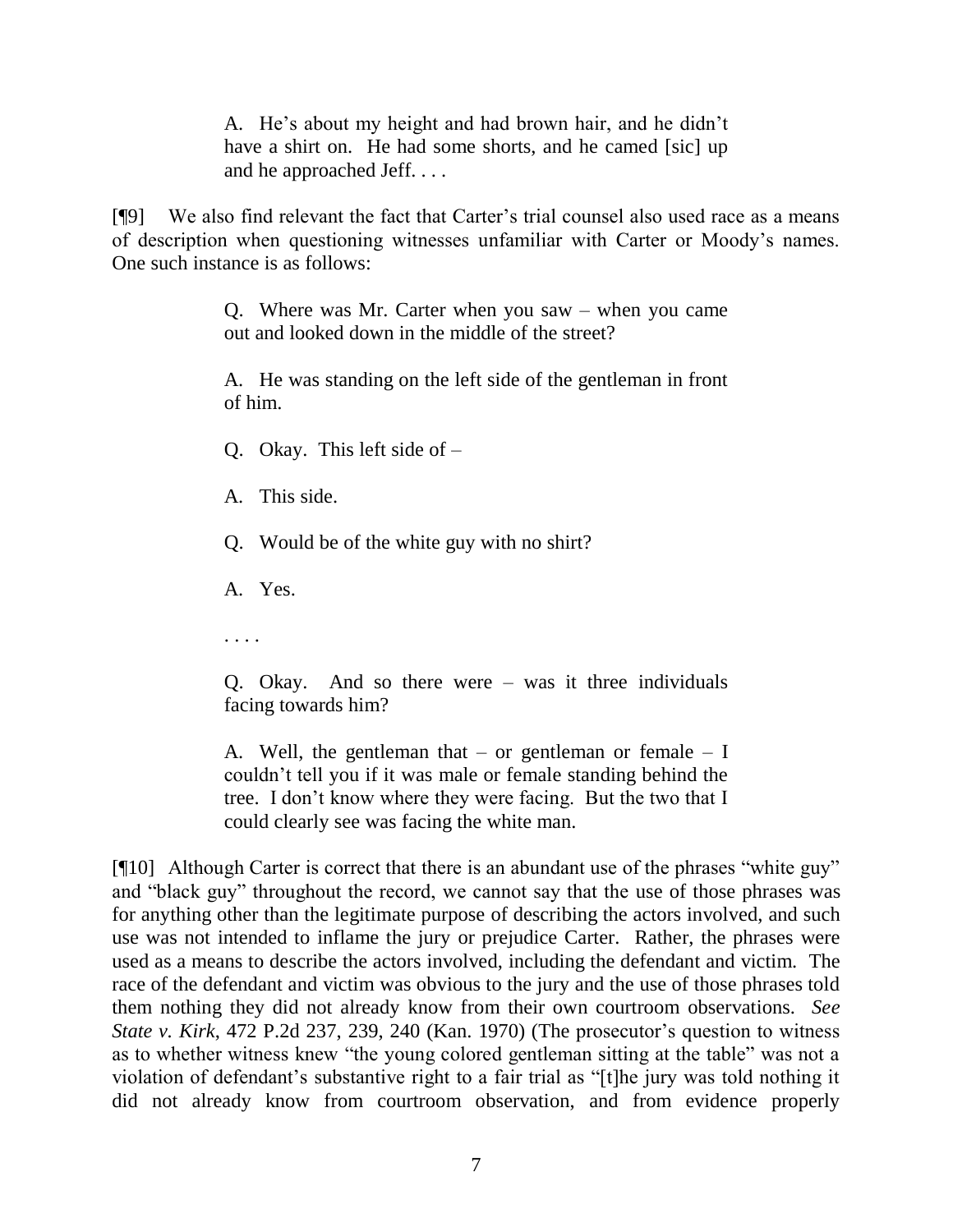> A. He's about my height and had brown hair, and he didn't have a shirt on. He had some shorts, and he camed [sic] up and he approached Jeff. . . .

[¶9] We also find relevant the fact that Carter's trial counsel also used race as a means of description when questioning witnesses unfamiliar with Carter or Moody's names. One such instance is as follows:

> Q. Where was Mr. Carter when you saw – when you came out and looked down in the middle of the street?
>
> A. He was standing on the left side of the gentleman in front of him.
>
> Q. Okay. This left side of –
>
> A. This side.
>
> Q. Would be of the white guy with no shirt?
>
> A. Yes.
>
> . . . .
>
> Q. Okay. And so there were – was it three individuals facing towards him?
>
> A. Well, the gentleman that – or gentleman or female – I couldn't tell you if it was male or female standing behind the tree. I don't know where they were facing. But the two that I could clearly see was facing the white man.

[¶10] Although Carter is correct that there is an abundant use of the phrases "white guy" and "black guy" throughout the record, we cannot say that the use of those phrases was for anything other than the legitimate purpose of describing the actors involved, and such use was not intended to inflame the jury or prejudice Carter. Rather, the phrases were used as a means to describe the actors involved, including the defendant and victim. The race of the defendant and victim was obvious to the jury and the use of those phrases told them nothing they did not already know from their own courtroom observations. *See State v. Kirk*, 472 P.2d 237, 239, 240 (Kan. 1970) (The prosecutor's question to witness as to whether witness knew "the young colored gentleman sitting at the table" was not a violation of defendant's substantive right to a fair trial as "[t]he jury was told nothing it did not already know from courtroom observation, and from evidence properly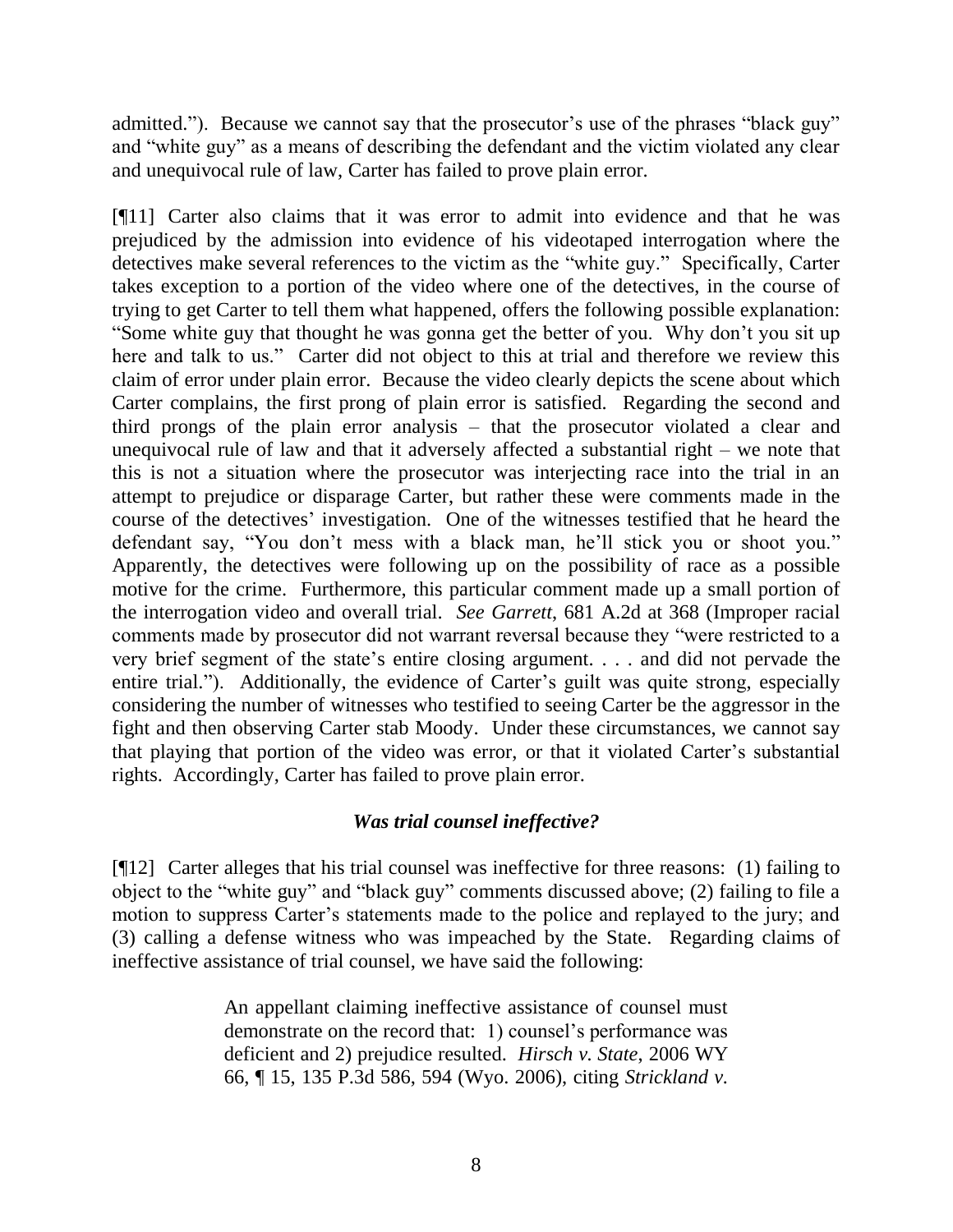admitted."). Because we cannot say that the prosecutor's use of the phrases "black guy" and "white guy" as a means of describing the defendant and the victim violated any clear and unequivocal rule of law, Carter has failed to prove plain error.

[¶11] Carter also claims that it was error to admit into evidence and that he was prejudiced by the admission into evidence of his videotaped interrogation where the detectives make several references to the victim as the "white guy." Specifically, Carter takes exception to a portion of the video where one of the detectives, in the course of trying to get Carter to tell them what happened, offers the following possible explanation: "Some white guy that thought he was gonna get the better of you. Why don't you sit up here and talk to us." Carter did not object to this at trial and therefore we review this claim of error under plain error. Because the video clearly depicts the scene about which Carter complains, the first prong of plain error is satisfied. Regarding the second and third prongs of the plain error analysis – that the prosecutor violated a clear and unequivocal rule of law and that it adversely affected a substantial right – we note that this is not a situation where the prosecutor was interjecting race into the trial in an attempt to prejudice or disparage Carter, but rather these were comments made in the course of the detectives' investigation. One of the witnesses testified that he heard the defendant say, "You don't mess with a black man, he'll stick you or shoot you." Apparently, the detectives were following up on the possibility of race as a possible motive for the crime. Furthermore, this particular comment made up a small portion of the interrogation video and overall trial. *See Garrett*, 681 A.2d at 368 (Improper racial comments made by prosecutor did not warrant reversal because they "were restricted to a very brief segment of the state's entire closing argument. . . . and did not pervade the entire trial."). Additionally, the evidence of Carter's guilt was quite strong, especially considering the number of witnesses who testified to seeing Carter be the aggressor in the fight and then observing Carter stab Moody. Under these circumstances, we cannot say that playing that portion of the video was error, or that it violated Carter's substantial rights. Accordingly, Carter has failed to prove plain error.

### *Was trial counsel ineffective?*

[¶12] Carter alleges that his trial counsel was ineffective for three reasons: (1) failing to object to the "white guy" and "black guy" comments discussed above; (2) failing to file a motion to suppress Carter's statements made to the police and replayed to the jury; and (3) calling a defense witness who was impeached by the State. Regarding claims of ineffective assistance of trial counsel, we have said the following:

> An appellant claiming ineffective assistance of counsel must demonstrate on the record that: 1) counsel's performance was deficient and 2) prejudice resulted. *Hirsch v. State*, 2006 WY 66, ¶ 15, 135 P.3d 586, 594 (Wyo. 2006), citing *Strickland v.*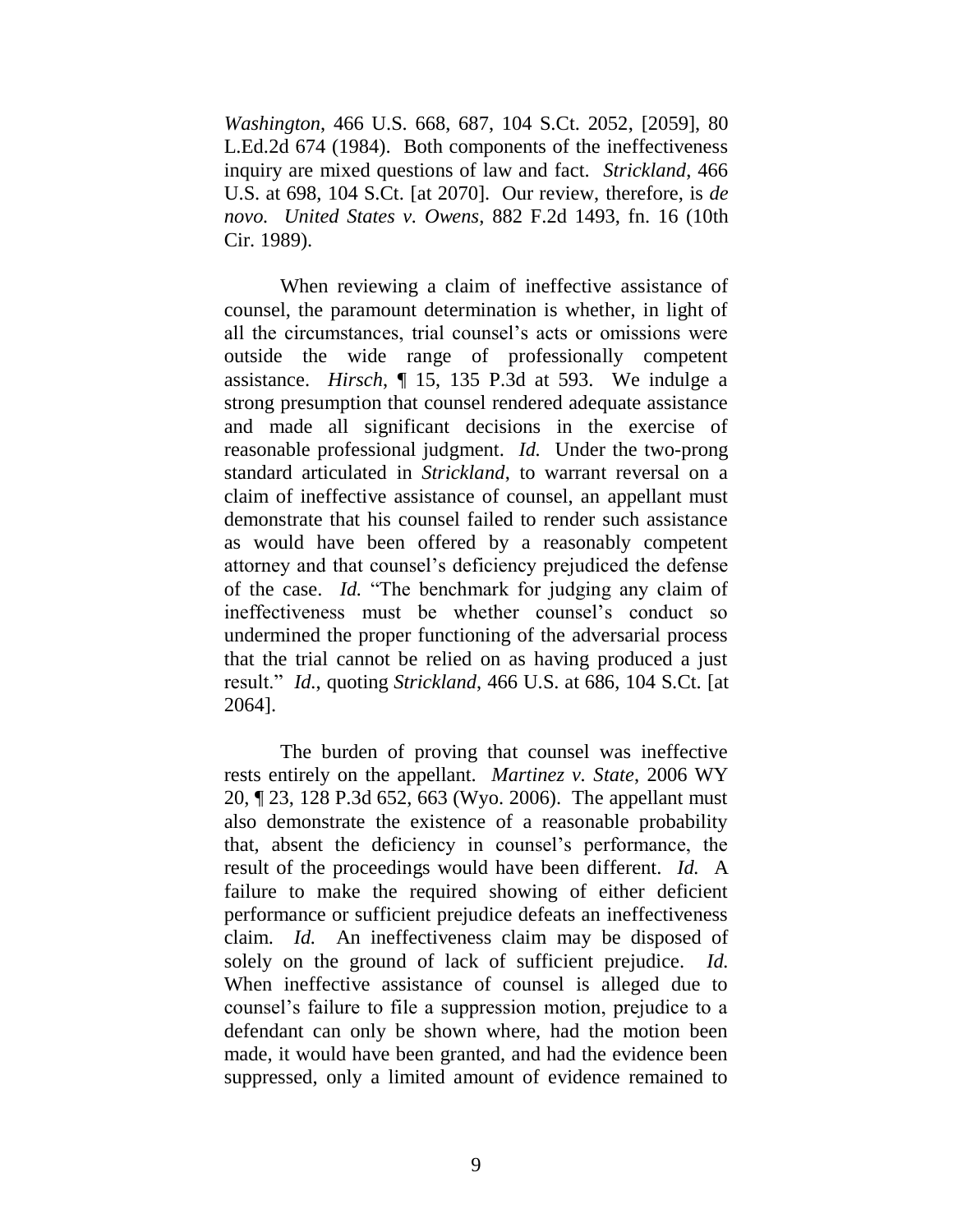*Washington*, 466 U.S. 668, 687, 104 S.Ct. 2052, [2059], 80 L.Ed.2d 674 (1984). Both components of the ineffectiveness inquiry are mixed questions of law and fact. *Strickland*, 466 U.S. at 698, 104 S.Ct. [at 2070]. Our review, therefore, is *de novo*. *United States v. Owens*, 882 F.2d 1493, fn. 16 (10th Cir. 1989).

When reviewing a claim of ineffective assistance of counsel, the paramount determination is whether, in light of all the circumstances, trial counsel's acts or omissions were outside the wide range of professionally competent assistance. *Hirsch*, ¶ 15, 135 P.3d at 593. We indulge a strong presumption that counsel rendered adequate assistance and made all significant decisions in the exercise of reasonable professional judgment. *Id.* Under the two-prong standard articulated in *Strickland*, to warrant reversal on a claim of ineffective assistance of counsel, an appellant must demonstrate that his counsel failed to render such assistance as would have been offered by a reasonably competent attorney and that counsel's deficiency prejudiced the defense of the case. *Id.* "The benchmark for judging any claim of ineffectiveness must be whether counsel's conduct so undermined the proper functioning of the adversarial process that the trial cannot be relied on as having produced a just result." *Id.*, quoting *Strickland*, 466 U.S. at 686, 104 S.Ct. [at 2064].

The burden of proving that counsel was ineffective rests entirely on the appellant. *Martinez v. State*, 2006 WY 20, ¶ 23, 128 P.3d 652, 663 (Wyo. 2006). The appellant must also demonstrate the existence of a reasonable probability that, absent the deficiency in counsel's performance, the result of the proceedings would have been different. *Id.* A failure to make the required showing of either deficient performance or sufficient prejudice defeats an ineffectiveness claim. *Id.* An ineffectiveness claim may be disposed of solely on the ground of lack of sufficient prejudice. *Id.* When ineffective assistance of counsel is alleged due to counsel's failure to file a suppression motion, prejudice to a defendant can only be shown where, had the motion been made, it would have been granted, and had the evidence been suppressed, only a limited amount of evidence remained to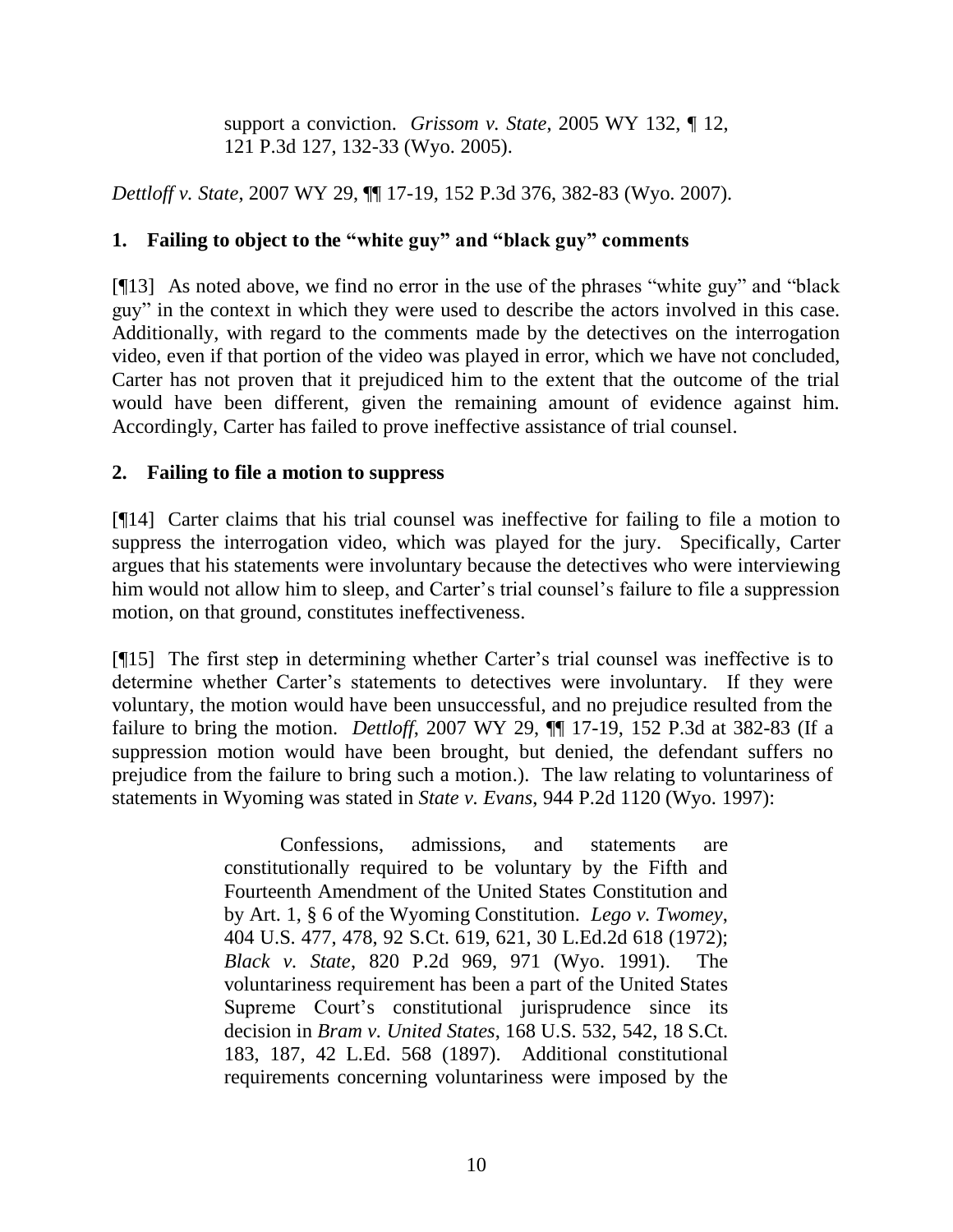> support a conviction. *Grissom v. State*, 2005 WY 132, ¶ 12, 121 P.3d 127, 132-33 (Wyo. 2005).

*Dettloff v. State*, 2007 WY 29, ¶¶ 17-19, 152 P.3d 376, 382-83 (Wyo. 2007).

### 1. Failing to object to the "white guy" and "black guy" comments

[¶13] As noted above, we find no error in the use of the phrases "white guy" and "black guy" in the context in which they were used to describe the actors involved in this case. Additionally, with regard to the comments made by the detectives on the interrogation video, even if that portion of the video was played in error, which we have not concluded, Carter has not proven that it prejudiced him to the extent that the outcome of the trial would have been different, given the remaining amount of evidence against him. Accordingly, Carter has failed to prove ineffective assistance of trial counsel.

### 2. Failing to file a motion to suppress

[¶14] Carter claims that his trial counsel was ineffective for failing to file a motion to suppress the interrogation video, which was played for the jury. Specifically, Carter argues that his statements were involuntary because the detectives who were interviewing him would not allow him to sleep, and Carter's trial counsel's failure to file a suppression motion, on that ground, constitutes ineffectiveness.

[¶15] The first step in determining whether Carter's trial counsel was ineffective is to determine whether Carter's statements to detectives were involuntary. If they were voluntary, the motion would have been unsuccessful, and no prejudice resulted from the failure to bring the motion. *Dettloff*, 2007 WY 29, ¶¶ 17-19, 152 P.3d at 382-83 (If a suppression motion would have been brought, but denied, the defendant suffers no prejudice from the failure to bring such a motion.). The law relating to voluntariness of statements in Wyoming was stated in *State v. Evans*, 944 P.2d 1120 (Wyo. 1997):

> Confessions, admissions, and statements are constitutionally required to be voluntary by the Fifth and Fourteenth Amendment of the United States Constitution and by Art. 1, § 6 of the Wyoming Constitution. *Lego v. Twomey*, 404 U.S. 477, 478, 92 S.Ct. 619, 621, 30 L.Ed.2d 618 (1972); *Black v. State*, 820 P.2d 969, 971 (Wyo. 1991). The voluntariness requirement has been a part of the United States Supreme Court's constitutional jurisprudence since its decision in *Bram v. United States*, 168 U.S. 532, 542, 18 S.Ct. 183, 187, 42 L.Ed. 568 (1897). Additional constitutional requirements concerning voluntariness were imposed by the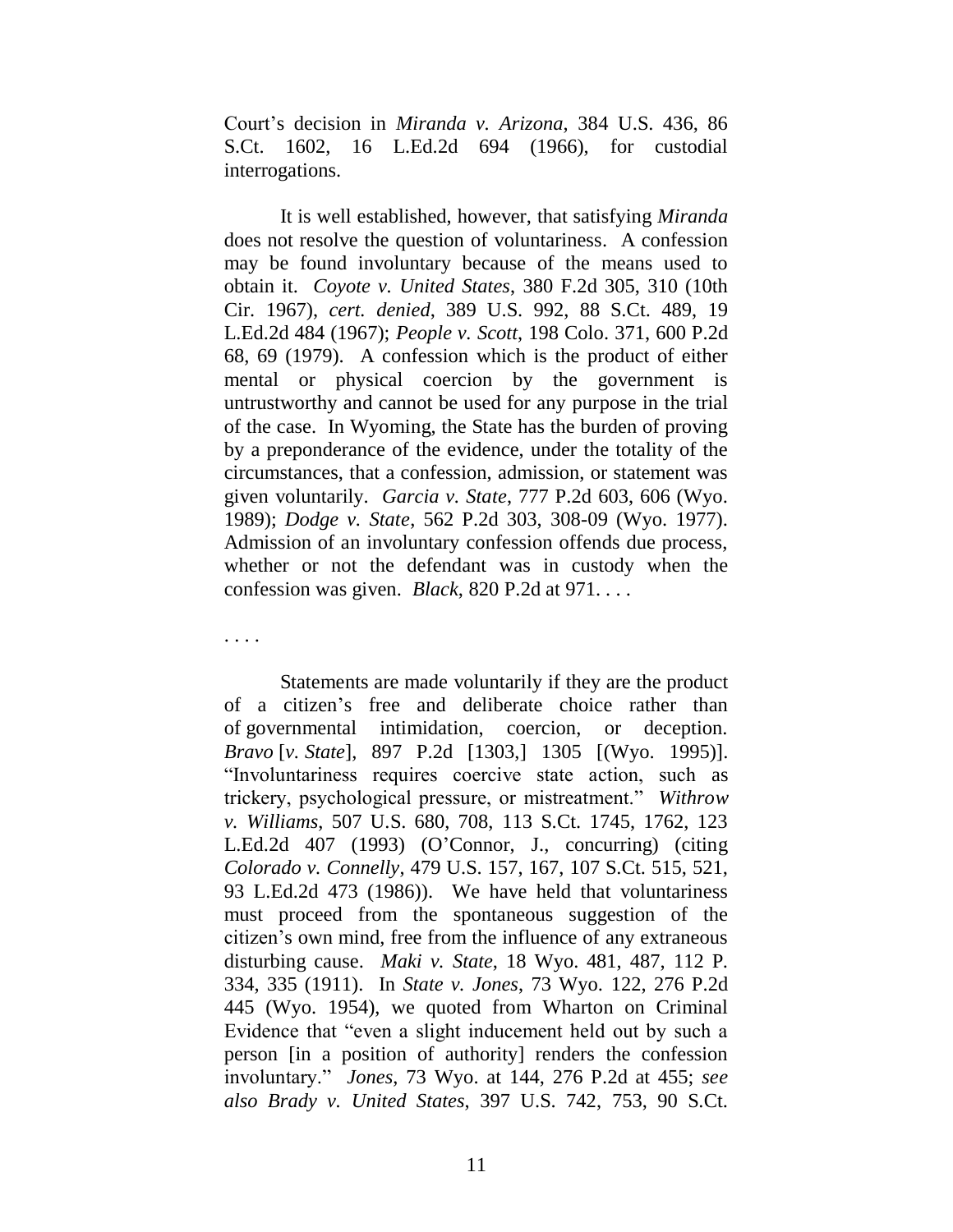Court's decision in *Miranda v. Arizona*, 384 U.S. 436, 86 S.Ct. 1602, 16 L.Ed.2d 694 (1966), for custodial interrogations.

It is well established, however, that satisfying *Miranda* does not resolve the question of voluntariness. A confession may be found involuntary because of the means used to obtain it. *Coyote v. United States*, 380 F.2d 305, 310 (10th Cir. 1967), *cert. denied*, 389 U.S. 992, 88 S.Ct. 489, 19 L.Ed.2d 484 (1967); *People v. Scott*, 198 Colo. 371, 600 P.2d 68, 69 (1979). A confession which is the product of either mental or physical coercion by the government is untrustworthy and cannot be used for any purpose in the trial of the case. In Wyoming, the State has the burden of proving by a preponderance of the evidence, under the totality of the circumstances, that a confession, admission, or statement was given voluntarily. *Garcia v. State*, 777 P.2d 603, 606 (Wyo. 1989); *Dodge v. State*, 562 P.2d 303, 308-09 (Wyo. 1977). Admission of an involuntary confession offends due process, whether or not the defendant was in custody when the confession was given. *Black*, 820 P.2d at 971. . . .

. . . .

Statements are made voluntarily if they are the product of a citizen's free and deliberate choice rather than of governmental intimidation, coercion, or deception. *Bravo* [*v. State*], 897 P.2d [1303,] 1305 [(Wyo. 1995)]. "Involuntariness requires coercive state action, such as trickery, psychological pressure, or mistreatment." *Withrow v. Williams*, 507 U.S. 680, 708, 113 S.Ct. 1745, 1762, 123 L.Ed.2d 407 (1993) (O'Connor, J., concurring) (citing *Colorado v. Connelly*, 479 U.S. 157, 167, 107 S.Ct. 515, 521, 93 L.Ed.2d 473 (1986)). We have held that voluntariness must proceed from the spontaneous suggestion of the citizen's own mind, free from the influence of any extraneous disturbing cause. *Maki v. State*, 18 Wyo. 481, 487, 112 P. 334, 335 (1911). In *State v. Jones*, 73 Wyo. 122, 276 P.2d 445 (Wyo. 1954), we quoted from Wharton on Criminal Evidence that "even a slight inducement held out by such a person [in a position of authority] renders the confession involuntary." *Jones*, 73 Wyo. at 144, 276 P.2d at 455; *see also Brady v. United States*, 397 U.S. 742, 753, 90 S.Ct.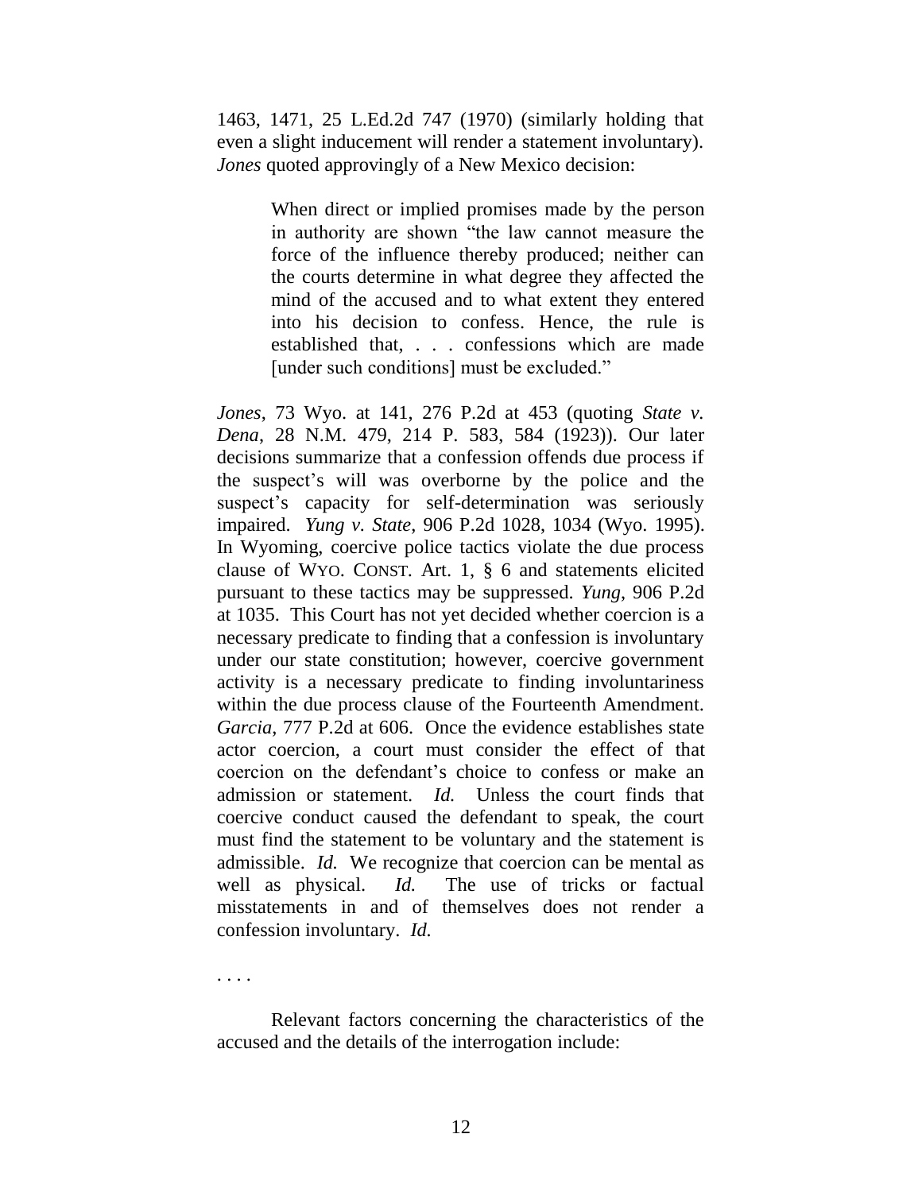1463, 1471, 25 L.Ed.2d 747 (1970) (similarly holding that even a slight inducement will render a statement involuntary). *Jones* quoted approvingly of a New Mexico decision:

> When direct or implied promises made by the person in authority are shown "the law cannot measure the force of the influence thereby produced; neither can the courts determine in what degree they affected the mind of the accused and to what extent they entered into his decision to confess. Hence, the rule is established that, . . . confessions which are made [under such conditions] must be excluded."

*Jones*, 73 Wyo. at 141, 276 P.2d at 453 (quoting *State v. Dena*, 28 N.M. 479, 214 P. 583, 584 (1923)). Our later decisions summarize that a confession offends due process if the suspect's will was overborne by the police and the suspect's capacity for self-determination was seriously impaired. *Yung v. State*, 906 P.2d 1028, 1034 (Wyo. 1995). In Wyoming, coercive police tactics violate the due process clause of WYO. CONST. Art. 1, § 6 and statements elicited pursuant to these tactics may be suppressed. *Yung*, 906 P.2d at 1035. This Court has not yet decided whether coercion is a necessary predicate to finding that a confession is involuntary under our state constitution; however, coercive government activity is a necessary predicate to finding involuntariness within the due process clause of the Fourteenth Amendment. *Garcia*, 777 P.2d at 606. Once the evidence establishes state actor coercion, a court must consider the effect of that coercion on the defendant's choice to confess or make an admission or statement. *Id.* Unless the court finds that coercive conduct caused the defendant to speak, the court must find the statement to be voluntary and the statement is admissible. *Id.* We recognize that coercion can be mental as well as physical. *Id.* The use of tricks or factual misstatements in and of themselves does not render a confession involuntary. *Id.*

. . . .

Relevant factors concerning the characteristics of the accused and the details of the interrogation include: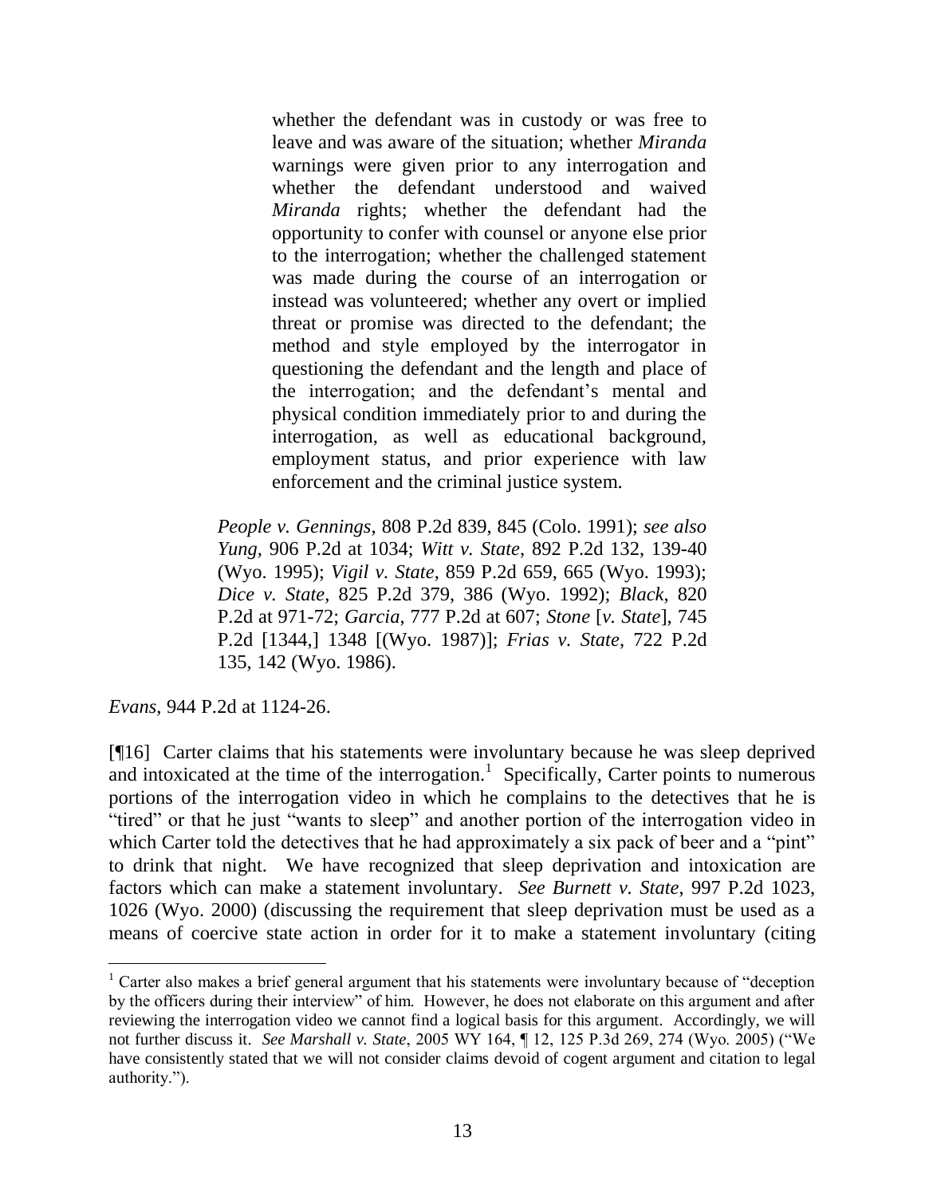> whether the defendant was in custody or was free to leave and was aware of the situation; whether *Miranda* warnings were given prior to any interrogation and whether the defendant understood and waived *Miranda* rights; whether the defendant had the opportunity to confer with counsel or anyone else prior to the interrogation; whether the challenged statement was made during the course of an interrogation or instead was volunteered; whether any overt or implied threat or promise was directed to the defendant; the method and style employed by the interrogator in questioning the defendant and the length and place of the interrogation; and the defendant's mental and physical condition immediately prior to and during the interrogation, as well as educational background, employment status, and prior experience with law enforcement and the criminal justice system.
>
> *People v. Gennings*, 808 P.2d 839, 845 (Colo. 1991); *see also Yung*, 906 P.2d at 1034; *Witt v. State*, 892 P.2d 132, 139-40 (Wyo. 1995); *Vigil v. State*, 859 P.2d 659, 665 (Wyo. 1993); *Dice v. State*, 825 P.2d 379, 386 (Wyo. 1992); *Black*, 820 P.2d at 971-72; *Garcia*, 777 P.2d at 607; *Stone* [*v. State*], 745 P.2d [1344,] 1348 [(Wyo. 1987)]; *Frias v. State*, 722 P.2d 135, 142 (Wyo. 1986).

*Evans*, 944 P.2d at 1124-26.

[¶16] Carter claims that his statements were involuntary because he was sleep deprived and intoxicated at the time of the interrogation.[1] Specifically, Carter points to numerous portions of the interrogation video in which he complains to the detectives that he is "tired" or that he just "wants to sleep" and another portion of the interrogation video in which Carter told the detectives that he had approximately a six pack of beer and a "pint" to drink that night. We have recognized that sleep deprivation and intoxication are factors which can make a statement involuntary. *See Burnett v. State*, 997 P.2d 1023, 1026 (Wyo. 2000) (discussing the requirement that sleep deprivation must be used as a means of coercive state action in order for it to make a statement involuntary (citing

[1] Carter also makes a brief general argument that his statements were involuntary because of "deception by the officers during their interview" of him. However, he does not elaborate on this argument and after reviewing the interrogation video we cannot find a logical basis for this argument. Accordingly, we will not further discuss it. *See Marshall v. State*, 2005 WY 164, ¶ 12, 125 P.3d 269, 274 (Wyo. 2005) ("We have consistently stated that we will not consider claims devoid of cogent argument and citation to legal authority.").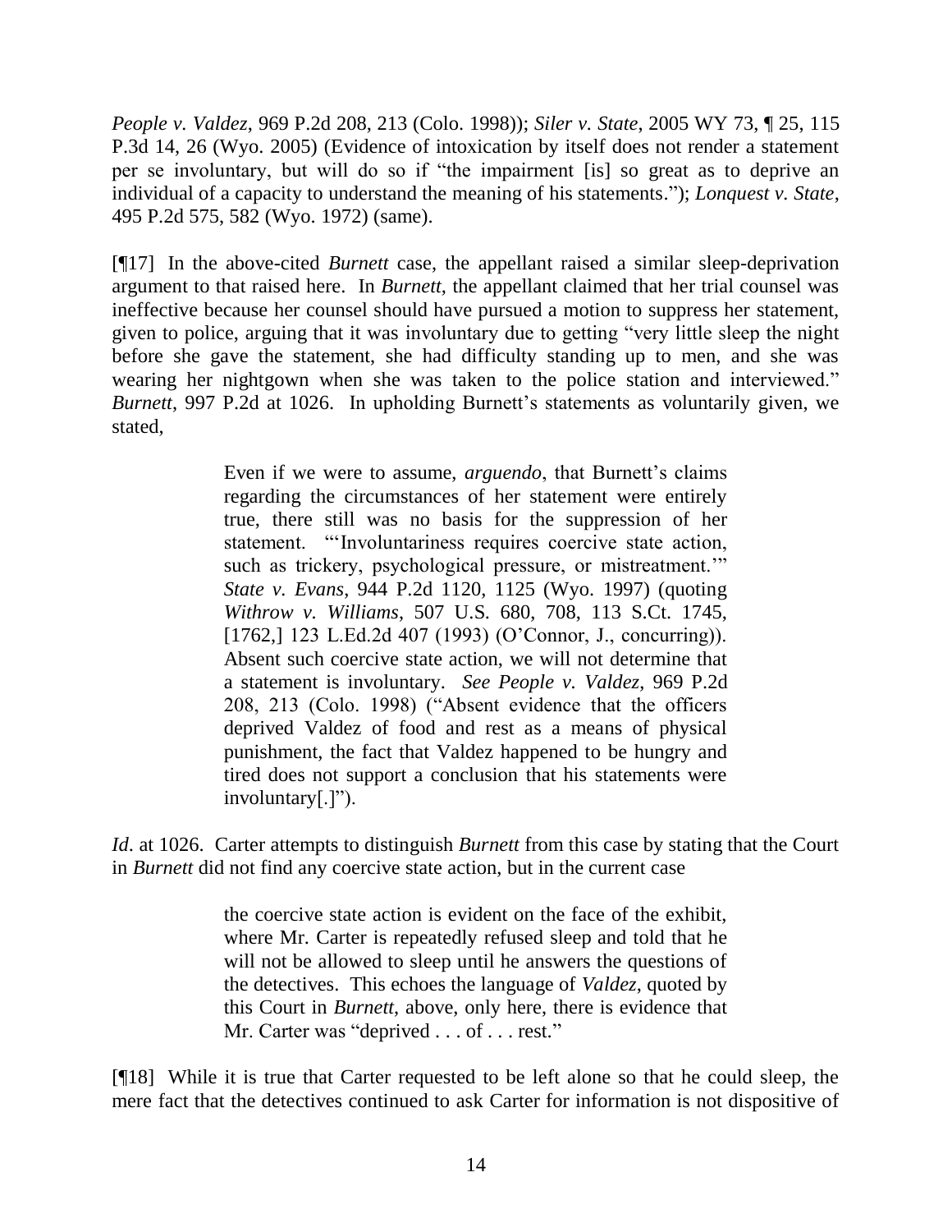*People v. Valdez*, 969 P.2d 208, 213 (Colo. 1998)); *Siler v. State*, 2005 WY 73, ¶ 25, 115 P.3d 14, 26 (Wyo. 2005) (Evidence of intoxication by itself does not render a statement per se involuntary, but will do so if "the impairment [is] so great as to deprive an individual of a capacity to understand the meaning of his statements."); *Lonquest v. State*, 495 P.2d 575, 582 (Wyo. 1972) (same).

[¶17] In the above-cited *Burnett* case, the appellant raised a similar sleep-deprivation argument to that raised here. In *Burnett*, the appellant claimed that her trial counsel was ineffective because her counsel should have pursued a motion to suppress her statement, given to police, arguing that it was involuntary due to getting "very little sleep the night before she gave the statement, she had difficulty standing up to men, and she was wearing her nightgown when she was taken to the police station and interviewed." *Burnett*, 997 P.2d at 1026. In upholding Burnett's statements as voluntarily given, we stated,

> Even if we were to assume, *arguendo*, that Burnett's claims regarding the circumstances of her statement were entirely true, there still was no basis for the suppression of her statement. "'Involuntariness requires coercive state action, such as trickery, psychological pressure, or mistreatment.'" *State v. Evans*, 944 P.2d 1120, 1125 (Wyo. 1997) (quoting *Withrow v. Williams*, 507 U.S. 680, 708, 113 S.Ct. 1745, [1762,] 123 L.Ed.2d 407 (1993) (O'Connor, J., concurring)). Absent such coercive state action, we will not determine that a statement is involuntary. *See People v. Valdez*, 969 P.2d 208, 213 (Colo. 1998) ("Absent evidence that the officers deprived Valdez of food and rest as a means of physical punishment, the fact that Valdez happened to be hungry and tired does not support a conclusion that his statements were involuntary[.]").

*Id*. at 1026. Carter attempts to distinguish *Burnett* from this case by stating that the Court in *Burnett* did not find any coercive state action, but in the current case

> the coercive state action is evident on the face of the exhibit, where Mr. Carter is repeatedly refused sleep and told that he will not be allowed to sleep until he answers the questions of the detectives. This echoes the language of *Valdez*, quoted by this Court in *Burnett*, above, only here, there is evidence that Mr. Carter was "deprived . . . of . . . rest."

[¶18] While it is true that Carter requested to be left alone so that he could sleep, the mere fact that the detectives continued to ask Carter for information is not dispositive of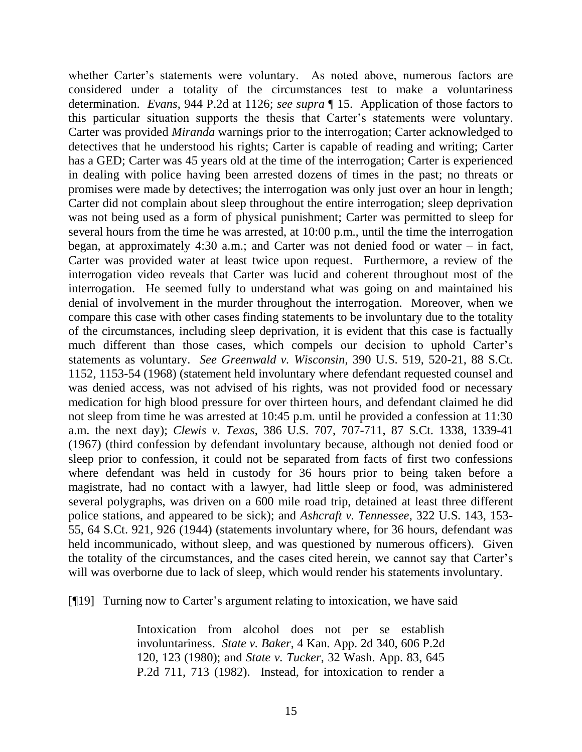whether Carter's statements were voluntary. As noted above, numerous factors are considered under a totality of the circumstances test to make a voluntariness determination. *Evans*, 944 P.2d at 1126; *see supra* ¶ 15. Application of those factors to this particular situation supports the thesis that Carter's statements were voluntary. Carter was provided *Miranda* warnings prior to the interrogation; Carter acknowledged to detectives that he understood his rights; Carter is capable of reading and writing; Carter has a GED; Carter was 45 years old at the time of the interrogation; Carter is experienced in dealing with police having been arrested dozens of times in the past; no threats or promises were made by detectives; the interrogation was only just over an hour in length; Carter did not complain about sleep throughout the entire interrogation; sleep deprivation was not being used as a form of physical punishment; Carter was permitted to sleep for several hours from the time he was arrested, at 10:00 p.m., until the time the interrogation began, at approximately 4:30 a.m.; and Carter was not denied food or water – in fact, Carter was provided water at least twice upon request. Furthermore, a review of the interrogation video reveals that Carter was lucid and coherent throughout most of the interrogation. He seemed fully to understand what was going on and maintained his denial of involvement in the murder throughout the interrogation. Moreover, when we compare this case with other cases finding statements to be involuntary due to the totality of the circumstances, including sleep deprivation, it is evident that this case is factually much different than those cases, which compels our decision to uphold Carter's statements as voluntary. *See Greenwald v. Wisconsin*, 390 U.S. 519, 520-21, 88 S.Ct. 1152, 1153-54 (1968) (statement held involuntary where defendant requested counsel and was denied access, was not advised of his rights, was not provided food or necessary medication for high blood pressure for over thirteen hours, and defendant claimed he did not sleep from time he was arrested at 10:45 p.m. until he provided a confession at 11:30 a.m. the next day); *Clewis v. Texas*, 386 U.S. 707, 707-711, 87 S.Ct. 1338, 1339-41 (1967) (third confession by defendant involuntary because, although not denied food or sleep prior to confession, it could not be separated from facts of first two confessions where defendant was held in custody for 36 hours prior to being taken before a magistrate, had no contact with a lawyer, had little sleep or food, was administered several polygraphs, was driven on a 600 mile road trip, detained at least three different police stations, and appeared to be sick); and *Ashcraft v. Tennessee*, 322 U.S. 143, 153-55, 64 S.Ct. 921, 926 (1944) (statements involuntary where, for 36 hours, defendant was held incommunicado, without sleep, and was questioned by numerous officers). Given the totality of the circumstances, and the cases cited herein, we cannot say that Carter's will was overborne due to lack of sleep, which would render his statements involuntary.

[¶19] Turning now to Carter's argument relating to intoxication, we have said

> Intoxication from alcohol does not per se establish involuntariness. *State v. Baker*, 4 Kan. App. 2d 340, 606 P.2d 120, 123 (1980); and *State v. Tucker*, 32 Wash. App. 83, 645 P.2d 711, 713 (1982). Instead, for intoxication to render a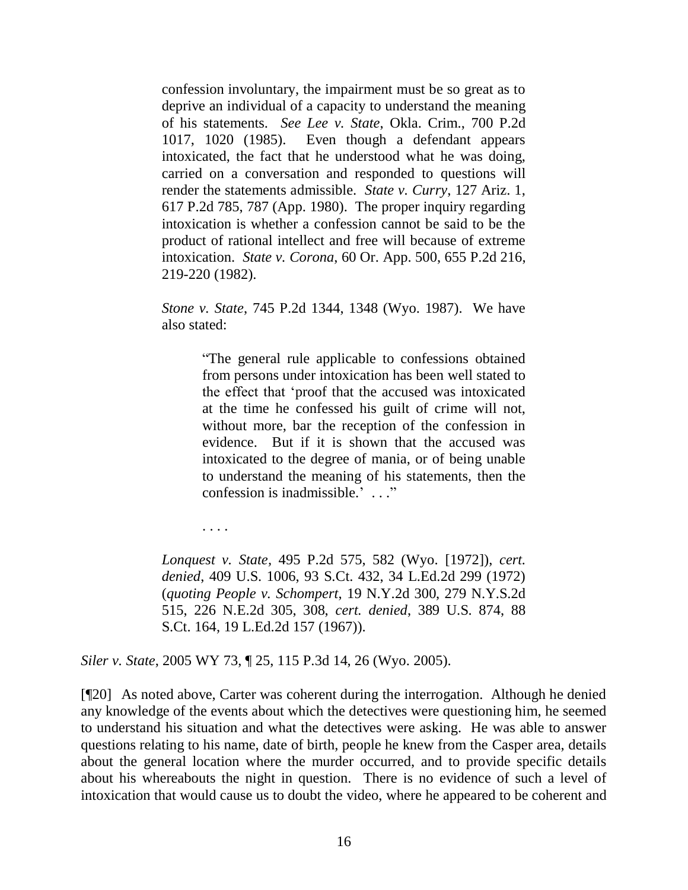> confession involuntary, the impairment must be so great as to deprive an individual of a capacity to understand the meaning of his statements. *See Lee v. State*, Okla. Crim., 700 P.2d 1017, 1020 (1985). Even though a defendant appears intoxicated, the fact that he understood what he was doing, carried on a conversation and responded to questions will render the statements admissible. *State v. Curry*, 127 Ariz. 1, 617 P.2d 785, 787 (App. 1980). The proper inquiry regarding intoxication is whether a confession cannot be said to be the product of rational intellect and free will because of extreme intoxication. *State v. Corona*, 60 Or. App. 500, 655 P.2d 216, 219-220 (1982).
>
> *Stone v. State*, 745 P.2d 1344, 1348 (Wyo. 1987). We have also stated:
>
>> "The general rule applicable to confessions obtained from persons under intoxication has been well stated to the effect that 'proof that the accused was intoxicated at the time he confessed his guilt of crime will not, without more, bar the reception of the confession in evidence. But if it is shown that the accused was intoxicated to the degree of mania, or of being unable to understand the meaning of his statements, then the confession is inadmissible.' . . ."
>
> . . . .
>
> *Lonquest v. State*, 495 P.2d 575, 582 (Wyo. [1972]), *cert. denied*, 409 U.S. 1006, 93 S.Ct. 432, 34 L.Ed.2d 299 (1972) (*quoting People v. Schompert*, 19 N.Y.2d 300, 279 N.Y.S.2d 515, 226 N.E.2d 305, 308, *cert. denied*, 389 U.S. 874, 88 S.Ct. 164, 19 L.Ed.2d 157 (1967)).

*Siler v. State*, 2005 WY 73, ¶ 25, 115 P.3d 14, 26 (Wyo. 2005).

[¶20] As noted above, Carter was coherent during the interrogation. Although he denied any knowledge of the events about which the detectives were questioning him, he seemed to understand his situation and what the detectives were asking. He was able to answer questions relating to his name, date of birth, people he knew from the Casper area, details about the general location where the murder occurred, and to provide specific details about his whereabouts the night in question. There is no evidence of such a level of intoxication that would cause us to doubt the video, where he appeared to be coherent and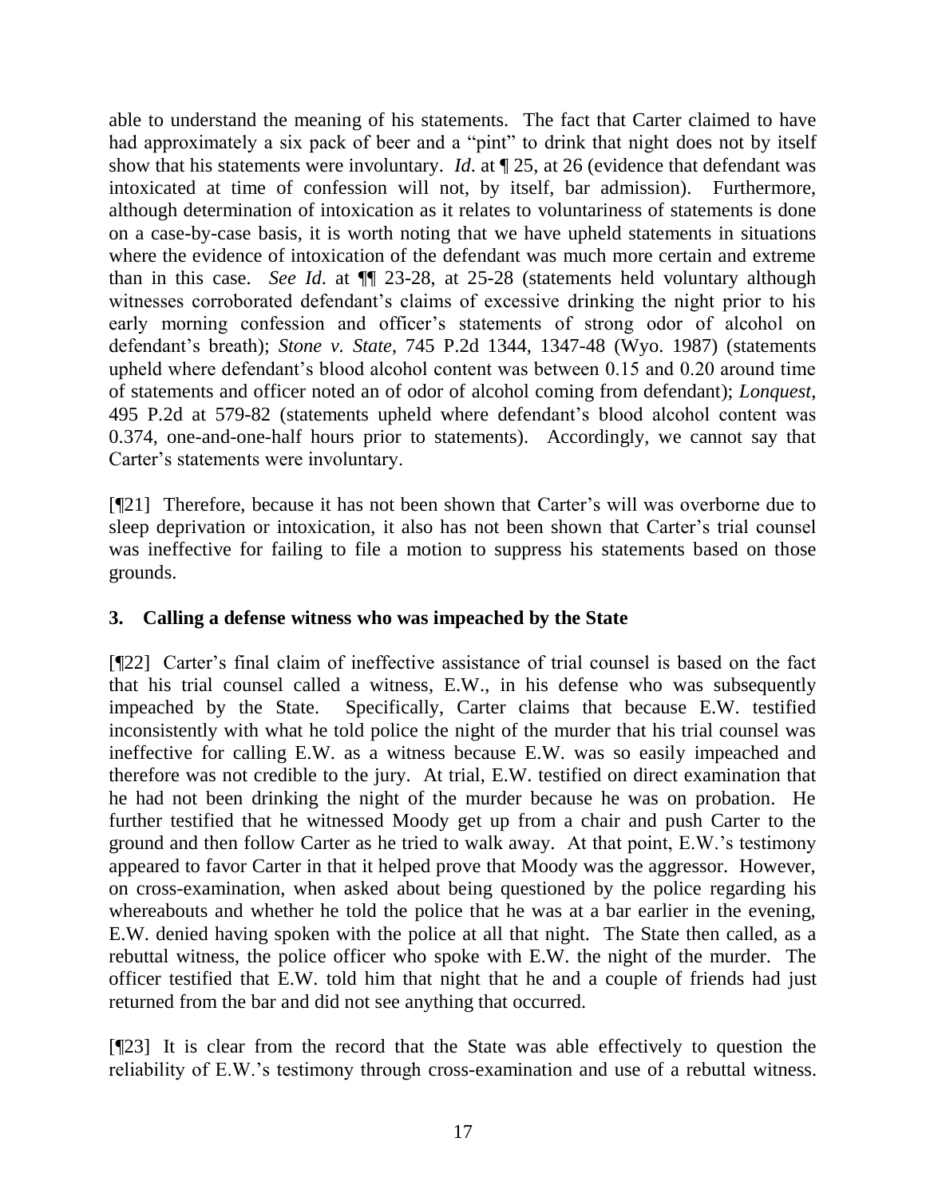able to understand the meaning of his statements. The fact that Carter claimed to have had approximately a six pack of beer and a "pint" to drink that night does not by itself show that his statements were involuntary. *Id*. at ¶ 25, at 26 (evidence that defendant was intoxicated at time of confession will not, by itself, bar admission). Furthermore, although determination of intoxication as it relates to voluntariness of statements is done on a case-by-case basis, it is worth noting that we have upheld statements in situations where the evidence of intoxication of the defendant was much more certain and extreme than in this case. *See Id*. at ¶¶ 23-28, at 25-28 (statements held voluntary although witnesses corroborated defendant's claims of excessive drinking the night prior to his early morning confession and officer's statements of strong odor of alcohol on defendant's breath); *Stone v. State*, 745 P.2d 1344, 1347-48 (Wyo. 1987) (statements upheld where defendant's blood alcohol content was between 0.15 and 0.20 around time of statements and officer noted an of odor of alcohol coming from defendant); *Lonquest*, 495 P.2d at 579-82 (statements upheld where defendant's blood alcohol content was 0.374, one-and-one-half hours prior to statements). Accordingly, we cannot say that Carter's statements were involuntary.

[¶21] Therefore, because it has not been shown that Carter's will was overborne due to sleep deprivation or intoxication, it also has not been shown that Carter's trial counsel was ineffective for failing to file a motion to suppress his statements based on those grounds.

### 3. Calling a defense witness who was impeached by the State

[¶22] Carter's final claim of ineffective assistance of trial counsel is based on the fact that his trial counsel called a witness, E.W., in his defense who was subsequently impeached by the State. Specifically, Carter claims that because E.W. testified inconsistently with what he told police the night of the murder that his trial counsel was ineffective for calling E.W. as a witness because E.W. was so easily impeached and therefore was not credible to the jury. At trial, E.W. testified on direct examination that he had not been drinking the night of the murder because he was on probation. He further testified that he witnessed Moody get up from a chair and push Carter to the ground and then follow Carter as he tried to walk away. At that point, E.W.'s testimony appeared to favor Carter in that it helped prove that Moody was the aggressor. However, on cross-examination, when asked about being questioned by the police regarding his whereabouts and whether he told the police that he was at a bar earlier in the evening, E.W. denied having spoken with the police at all that night. The State then called, as a rebuttal witness, the police officer who spoke with E.W. the night of the murder. The officer testified that E.W. told him that night that he and a couple of friends had just returned from the bar and did not see anything that occurred.

[¶23] It is clear from the record that the State was able effectively to question the reliability of E.W.'s testimony through cross-examination and use of a rebuttal witness.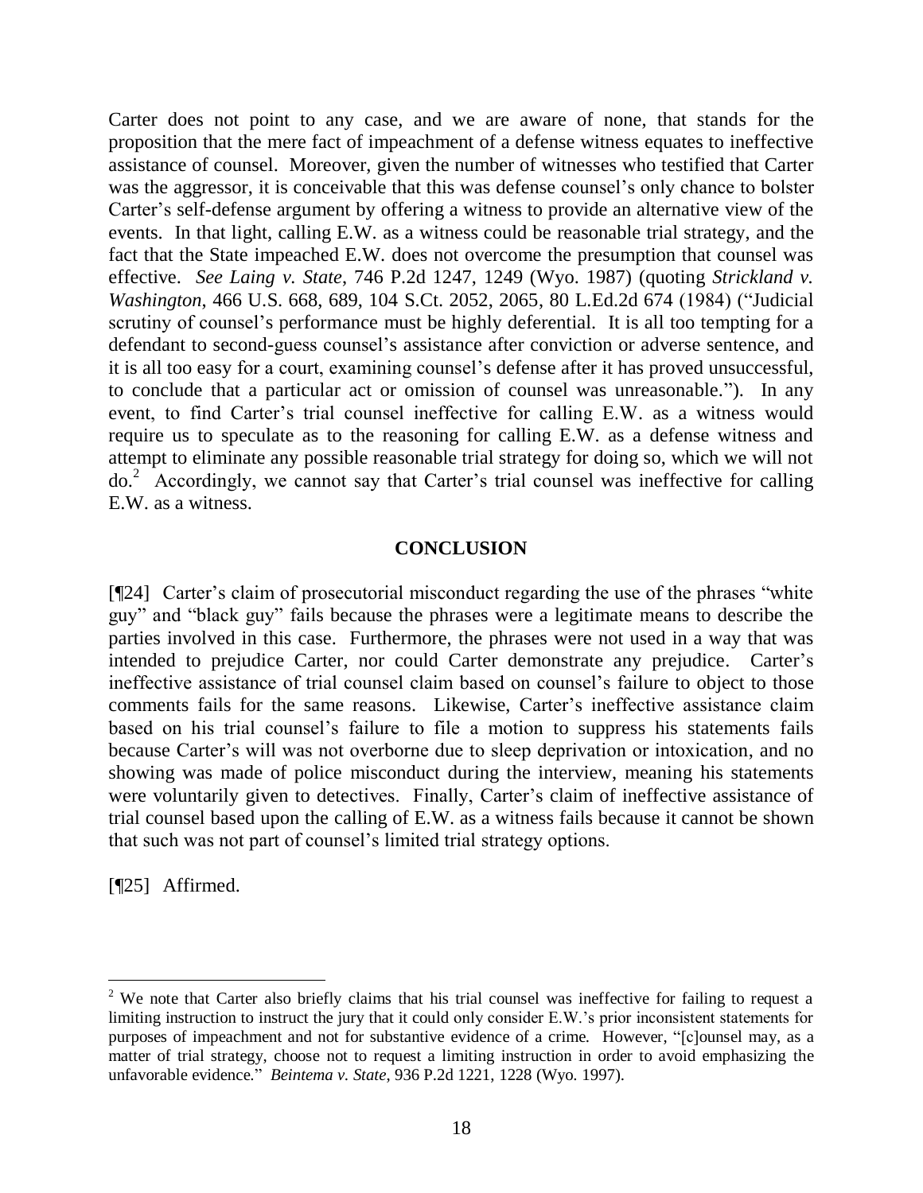Carter does not point to any case, and we are aware of none, that stands for the proposition that the mere fact of impeachment of a defense witness equates to ineffective assistance of counsel. Moreover, given the number of witnesses who testified that Carter was the aggressor, it is conceivable that this was defense counsel's only chance to bolster Carter's self-defense argument by offering a witness to provide an alternative view of the events. In that light, calling E.W. as a witness could be reasonable trial strategy, and the fact that the State impeached E.W. does not overcome the presumption that counsel was effective. *See Laing v. State*, 746 P.2d 1247, 1249 (Wyo. 1987) (quoting *Strickland v. Washington*, 466 U.S. 668, 689, 104 S.Ct. 2052, 2065, 80 L.Ed.2d 674 (1984) ("Judicial scrutiny of counsel's performance must be highly deferential. It is all too tempting for a defendant to second-guess counsel's assistance after conviction or adverse sentence, and it is all too easy for a court, examining counsel's defense after it has proved unsuccessful, to conclude that a particular act or omission of counsel was unreasonable."). In any event, to find Carter's trial counsel ineffective for calling E.W. as a witness would require us to speculate as to the reasoning for calling E.W. as a defense witness and attempt to eliminate any possible reasonable trial strategy for doing so, which we will not do.[2] Accordingly, we cannot say that Carter's trial counsel was ineffective for calling E.W. as a witness.

## CONCLUSION

[¶24] Carter's claim of prosecutorial misconduct regarding the use of the phrases "white guy" and "black guy" fails because the phrases were a legitimate means to describe the parties involved in this case. Furthermore, the phrases were not used in a way that was intended to prejudice Carter, nor could Carter demonstrate any prejudice. Carter's ineffective assistance of trial counsel claim based on counsel's failure to object to those comments fails for the same reasons. Likewise, Carter's ineffective assistance claim based on his trial counsel's failure to file a motion to suppress his statements fails because Carter's will was not overborne due to sleep deprivation or intoxication, and no showing was made of police misconduct during the interview, meaning his statements were voluntarily given to detectives. Finally, Carter's claim of ineffective assistance of trial counsel based upon the calling of E.W. as a witness fails because it cannot be shown that such was not part of counsel's limited trial strategy options.

[¶25] Affirmed.

---

[2] We note that Carter also briefly claims that his trial counsel was ineffective for failing to request a limiting instruction to instruct the jury that it could only consider E.W.'s prior inconsistent statements for purposes of impeachment and not for substantive evidence of a crime. However, "[c]ounsel may, as a matter of trial strategy, choose not to request a limiting instruction in order to avoid emphasizing the unfavorable evidence." *Beintema v. State*, 936 P.2d 1221, 1228 (Wyo. 1997).